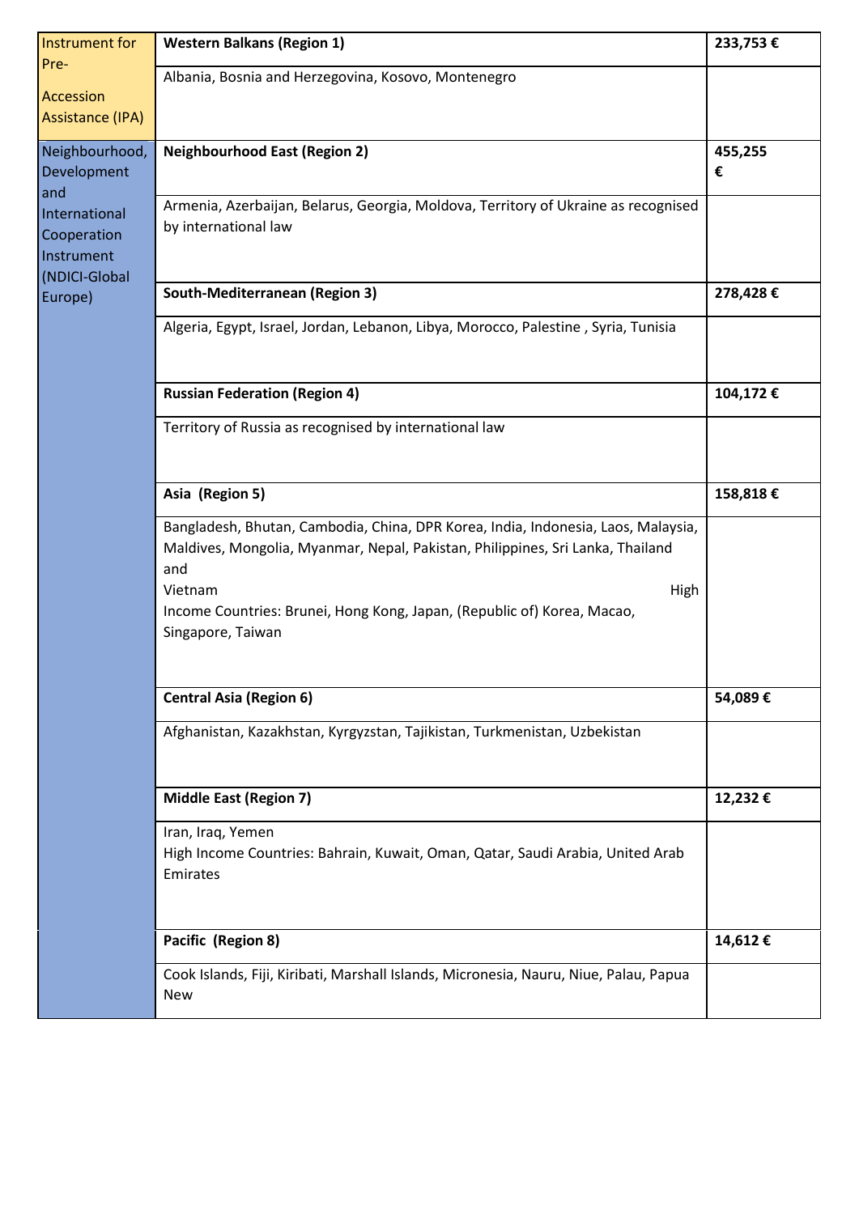| Instrument | Region / Countries | Amount |
|---|---|---|
| Instrument for Pre-Accession Assistance (IPA) | **Western Balkans (Region 1)** | **233,753 €** |
| | Albania, Bosnia and Herzegovina, Kosovo, Montenegro | |
| Neighbourhood, Development and International Cooperation Instrument (NDICI-Global Europe) | **Neighbourhood East (Region 2)** | **455,255 €** |
| | Armenia, Azerbaijan, Belarus, Georgia, Moldova, Territory of Ukraine as recognised by international law | |
| | **South-Mediterranean (Region 3)** | **278,428 €** |
| | Algeria, Egypt, Israel, Jordan, Lebanon, Libya, Morocco, Palestine , Syria, Tunisia | |
| | **Russian Federation (Region 4)** | **104,172 €** |
| | Territory of Russia as recognised by international law | |
| | **Asia (Region 5)** | **158,818 €** |
| | Bangladesh, Bhutan, Cambodia, China, DPR Korea, India, Indonesia, Laos, Malaysia, Maldives, Mongolia, Myanmar, Nepal, Pakistan, Philippines, Sri Lanka, Thailand and Vietnam High Income Countries: Brunei, Hong Kong, Japan, (Republic of) Korea, Macao, Singapore, Taiwan | |
| | **Central Asia (Region 6)** | **54,089 €** |
| | Afghanistan, Kazakhstan, Kyrgyzstan, Tajikistan, Turkmenistan, Uzbekistan | |
| | **Middle East (Region 7)** | **12,232 €** |
| | Iran, Iraq, Yemen<br>High Income Countries: Bahrain, Kuwait, Oman, Qatar, Saudi Arabia, United Arab Emirates | |
| | **Pacific (Region 8)** | **14,612 €** |
| | Cook Islands, Fiji, Kiribati, Marshall Islands, Micronesia, Nauru, Niue, Palau, Papua New | |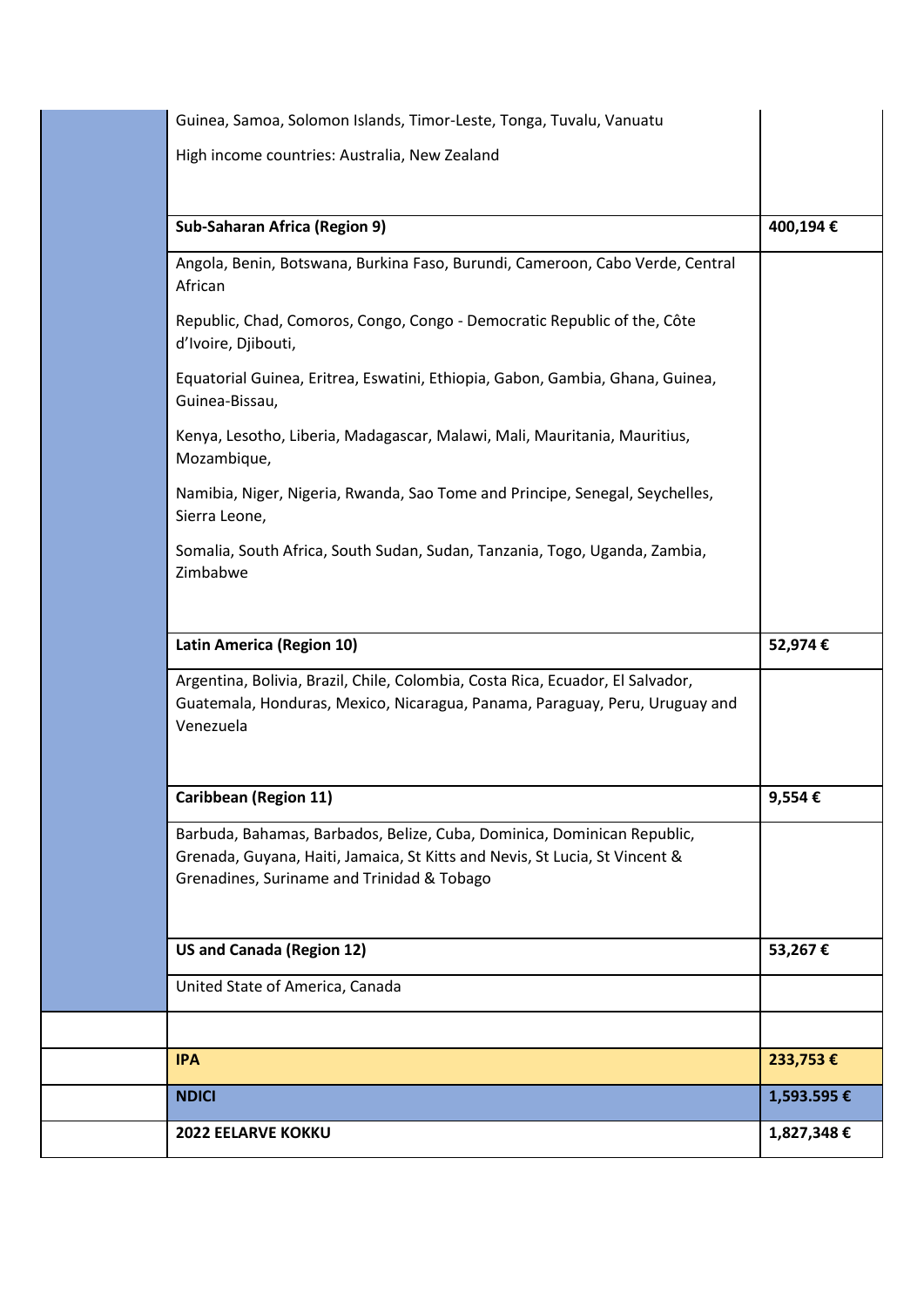| | | |
|---|---|---|
| | Guinea, Samoa, Solomon Islands, Timor-Leste, Tonga, Tuvalu, Vanuatu<br><br>High income countries: Australia, New Zealand | |
| | **Sub-Saharan Africa (Region 9)** | **400,194 €** |
| | Angola, Benin, Botswana, Burkina Faso, Burundi, Cameroon, Cabo Verde, Central African<br><br>Republic, Chad, Comoros, Congo, Congo - Democratic Republic of the, Côte d'Ivoire, Djibouti,<br><br>Equatorial Guinea, Eritrea, Eswatini, Ethiopia, Gabon, Gambia, Ghana, Guinea, Guinea-Bissau,<br><br>Kenya, Lesotho, Liberia, Madagascar, Malawi, Mali, Mauritania, Mauritius, Mozambique,<br><br>Namibia, Niger, Nigeria, Rwanda, Sao Tome and Principe, Senegal, Seychelles, Sierra Leone,<br><br>Somalia, South Africa, South Sudan, Sudan, Tanzania, Togo, Uganda, Zambia, Zimbabwe | |
| | **Latin America (Region 10)** | **52,974 €** |
| | Argentina, Bolivia, Brazil, Chile, Colombia, Costa Rica, Ecuador, El Salvador, Guatemala, Honduras, Mexico, Nicaragua, Panama, Paraguay, Peru, Uruguay and Venezuela | |
| | **Caribbean (Region 11)** | **9,554 €** |
| | Barbuda, Bahamas, Barbados, Belize, Cuba, Dominica, Dominican Republic, Grenada, Guyana, Haiti, Jamaica, St Kitts and Nevis, St Lucia, St Vincent & Grenadines, Suriname and Trinidad & Tobago | |
| | **US and Canada (Region 12)** | **53,267 €** |
| | United State of America, Canada | |
| | | |
| | **IPA** | **233,753 €** |
| | **NDICI** | **1,593.595 €** |
| | **2022 EELARVE KOKKU** | **1,827,348 €** |